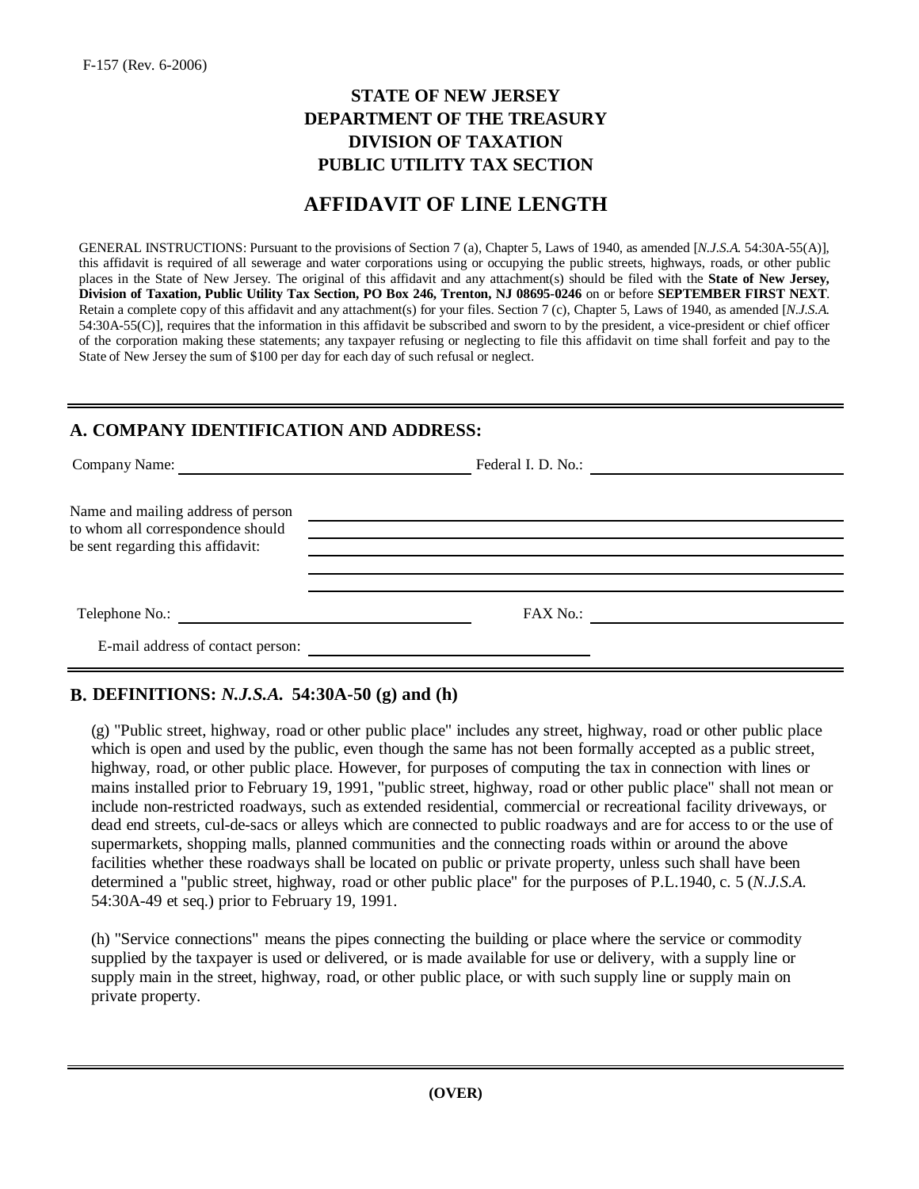F-157 (Rev. 6-2006)

# STATE OF NEW JERSEY
# DEPARTMENT OF THE TREASURY
# DIVISION OF TAXATION
# PUBLIC UTILITY TAX SECTION

## AFFIDAVIT OF LINE LENGTH

GENERAL INSTRUCTIONS: Pursuant to the provisions of Section 7 (a), Chapter 5, Laws of 1940, as amended [*N.J.S.A.* 54:30A-55(A)], this affidavit is required of all sewerage and water corporations using or occupying the public streets, highways, roads, or other public places in the State of New Jersey. The original of this affidavit and any attachment(s) should be filed with the **State of New Jersey, Division of Taxation, Public Utility Tax Section, PO Box 246, Trenton, NJ 08695-0246** on or before **SEPTEMBER FIRST NEXT**. Retain a complete copy of this affidavit and any attachment(s) for your files. Section 7 (c), Chapter 5, Laws of 1940, as amended [*N.J.S.A.* 54:30A-55(C)], requires that the information in this affidavit be subscribed and sworn to by the president, a vice-president or chief officer of the corporation making these statements; any taxpayer refusing or neglecting to file this affidavit on time shall forfeit and pay to the State of New Jersey the sum of $100 per day for each day of such refusal or neglect.

---

## A. COMPANY IDENTIFICATION AND ADDRESS:

Company Name: ______________________ Federal I. D. No.: ______________________

Name and mailing address of person to whom all correspondence should be sent regarding this affidavit: ______________________

______________________

______________________

______________________

______________________

Telephone No.: ______________________ FAX No.: ______________________

E-mail address of contact person: ______________________

---

## B. DEFINITIONS: *N.J.S.A.* 54:30A-50 (g) and (h)

(g) "Public street, highway, road or other public place" includes any street, highway, road or other public place which is open and used by the public, even though the same has not been formally accepted as a public street, highway, road, or other public place. However, for purposes of computing the tax in connection with lines or mains installed prior to February 19, 1991, "public street, highway, road or other public place" shall not mean or include non-restricted roadways, such as extended residential, commercial or recreational facility driveways, or dead end streets, cul-de-sacs or alleys which are connected to public roadways and are for access to or the use of supermarkets, shopping malls, planned communities and the connecting roads within or around the above facilities whether these roadways shall be located on public or private property, unless such shall have been determined a "public street, highway, road or other public place" for the purposes of P.L.1940, c. 5 (*N.J.S.A.* 54:30A-49 et seq.) prior to February 19, 1991.

(h) "Service connections" means the pipes connecting the building or place where the service or commodity supplied by the taxpayer is used or delivered, or is made available for use or delivery, with a supply line or supply main in the street, highway, road, or other public place, or with such supply line or supply main on private property.

---

**(OVER)**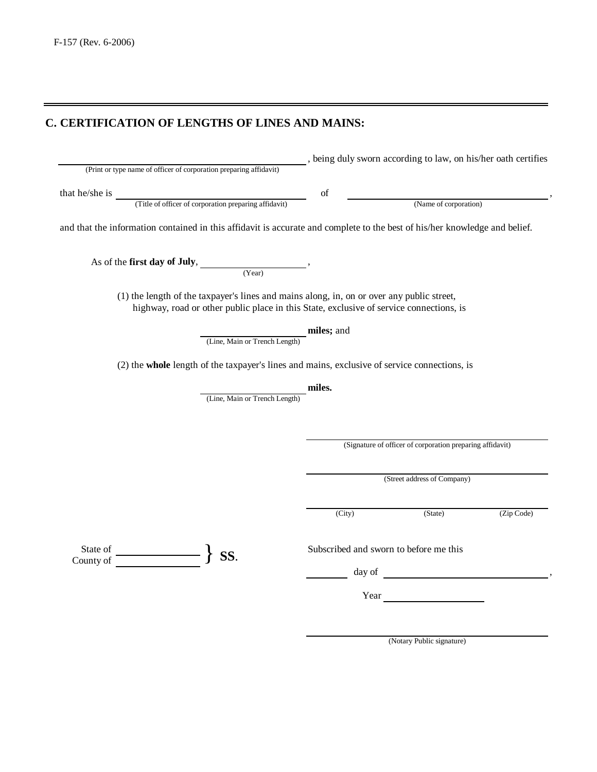F-157 (Rev. 6-2006)

---

## C. CERTIFICATION OF LENGTHS OF LINES AND MAINS:

\_\_\_\_\_\_\_\_\_\_\_\_\_\_\_\_\_\_\_\_\_\_\_\_\_\_\_\_\_\_\_\_\_\_\_\_\_\_\_\_, being duly sworn according to law, on his/her oath certifies
(Print or type name of officer of corporation preparing affidavit)

that he/she is \_\_\_\_\_\_\_\_\_\_\_\_\_\_\_\_\_\_\_\_\_\_\_\_\_\_\_\_\_\_\_\_ of \_\_\_\_\_\_\_\_\_\_\_\_\_\_\_\_\_\_\_\_\_\_\_\_\_\_\_\_\_\_\_\_,
(Title of officer of corporation preparing affidavit) (Name of corporation)

and that the information contained in this affidavit is accurate and complete to the best of his/her knowledge and belief.

As of the **first day of July**, \_\_\_\_\_\_\_\_\_\_\_\_\_\_\_\_,
(Year)

(1) the length of the taxpayer's lines and mains along, in, on or over any public street, highway, road or other public place in this State, exclusive of service connections, is

\_\_\_\_\_\_\_\_\_\_\_\_\_\_\_\_\_\_\_\_ **miles;** and
(Line, Main or Trench Length)

(2) the **whole** length of the taxpayer's lines and mains, exclusive of service connections, is

\_\_\_\_\_\_\_\_\_\_\_\_\_\_\_\_\_\_\_\_ **miles.**
(Line, Main or Trench Length)

\_\_\_\_\_\_\_\_\_\_\_\_\_\_\_\_\_\_\_\_\_\_\_\_\_\_\_\_\_\_\_\_\_\_\_\_\_\_\_\_
(Signature of officer of corporation preparing affidavit)

\_\_\_\_\_\_\_\_\_\_\_\_\_\_\_\_\_\_\_\_\_\_\_\_\_\_\_\_\_\_\_\_\_\_\_\_\_\_\_\_
(Street address of Company)

\_\_\_\_\_\_\_\_\_\_\_\_\_\_\_\_\_\_\_\_\_\_\_\_\_\_\_\_\_\_\_\_\_\_\_\_\_\_\_\_
(City) (State) (Zip Code)

State of \_\_\_\_\_\_\_\_\_\_\_\_\_\_\_\_ }
County of \_\_\_\_\_\_\_\_\_\_\_\_\_\_\_\_ } SS.

Subscribed and sworn to before me this

\_\_\_\_\_\_\_\_ day of \_\_\_\_\_\_\_\_\_\_\_\_\_\_\_\_\_\_\_\_\_\_\_\_,

Year \_\_\_\_\_\_\_\_\_\_\_\_\_\_\_\_

\_\_\_\_\_\_\_\_\_\_\_\_\_\_\_\_\_\_\_\_\_\_\_\_\_\_\_\_\_\_\_\_\_\_\_\_\_\_\_\_
(Notary Public signature)